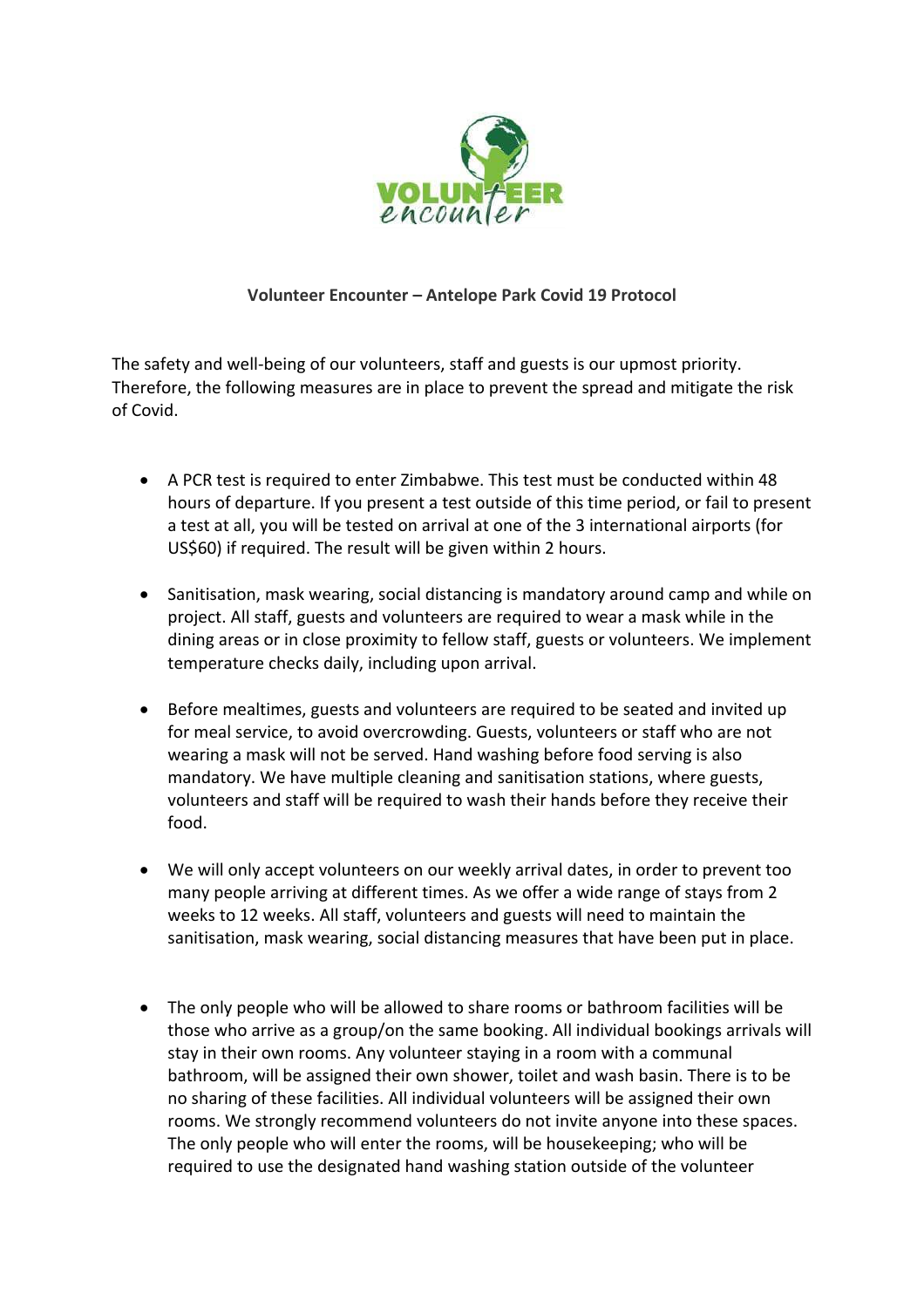**Volunteer Encounter – Antelope Park Covid 19 Protocol**

The safety and well-being of our volunteers, staff and guests is our upmost priority. Therefore, the following measures are in place to prevent the spread and mitigate the risk of Covid.

- A PCR test is required to enter Zimbabwe. This test must be conducted within 48 hours of departure. If you present a test outside of this time period, or fail to present a test at all, you will be tested on arrival at one of the 3 international airports (for US$60) if required. The result will be given within 2 hours.

- Sanitisation, mask wearing, social distancing is mandatory around camp and while on project. All staff, guests and volunteers are required to wear a mask while in the dining areas or in close proximity to fellow staff, guests or volunteers. We implement temperature checks daily, including upon arrival.

- Before mealtimes, guests and volunteers are required to be seated and invited up for meal service, to avoid overcrowding. Guests, volunteers or staff who are not wearing a mask will not be served. Hand washing before food serving is also mandatory. We have multiple cleaning and sanitisation stations, where guests, volunteers and staff will be required to wash their hands before they receive their food.

- We will only accept volunteers on our weekly arrival dates, in order to prevent too many people arriving at different times. As we offer a wide range of stays from 2 weeks to 12 weeks. All staff, volunteers and guests will need to maintain the sanitisation, mask wearing, social distancing measures that have been put in place.

- The only people who will be allowed to share rooms or bathroom facilities will be those who arrive as a group/on the same booking. All individual bookings arrivals will stay in their own rooms. Any volunteer staying in a room with a communal bathroom, will be assigned their own shower, toilet and wash basin. There is to be no sharing of these facilities. All individual volunteers will be assigned their own rooms. We strongly recommend volunteers do not invite anyone into these spaces. The only people who will enter the rooms, will be housekeeping; who will be required to use the designated hand washing station outside of the volunteer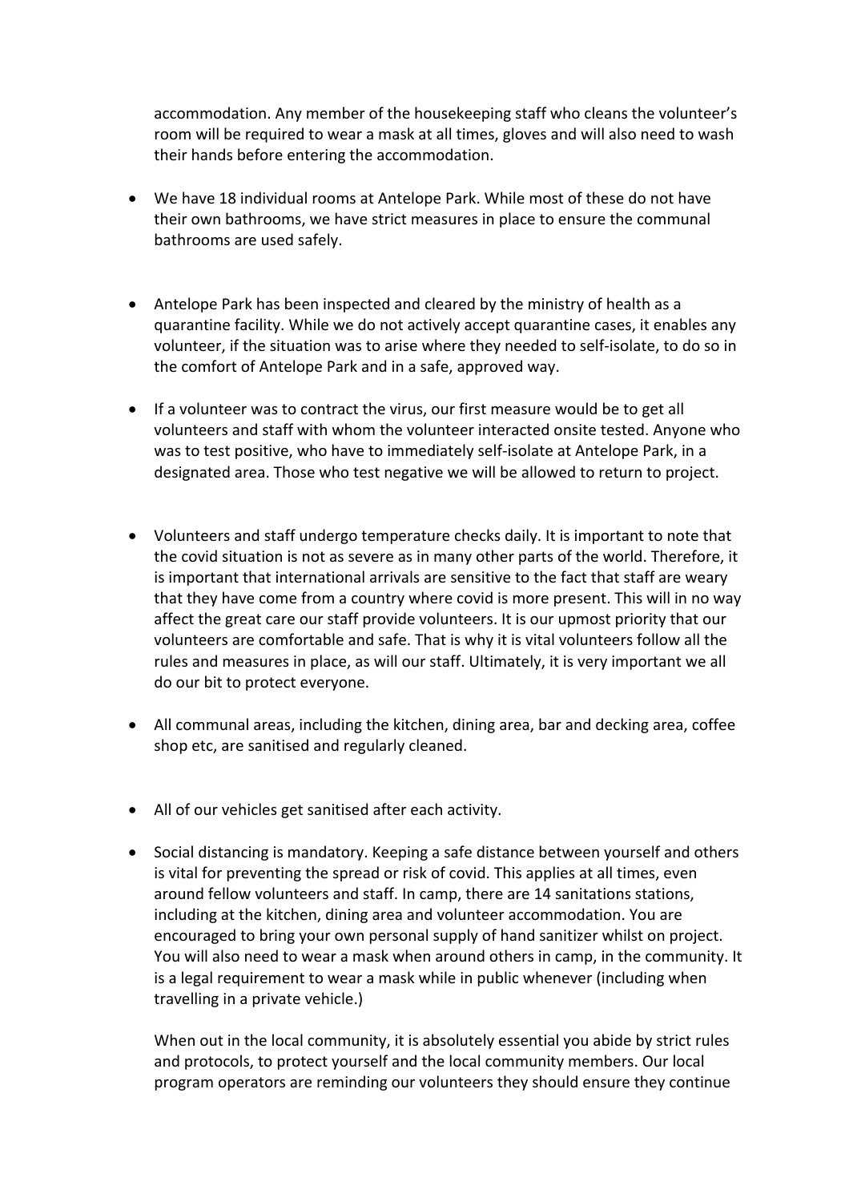accommodation. Any member of the housekeeping staff who cleans the volunteer's room will be required to wear a mask at all times, gloves and will also need to wash their hands before entering the accommodation.

- We have 18 individual rooms at Antelope Park. While most of these do not have their own bathrooms, we have strict measures in place to ensure the communal bathrooms are used safely.

- Antelope Park has been inspected and cleared by the ministry of health as a quarantine facility. While we do not actively accept quarantine cases, it enables any volunteer, if the situation was to arise where they needed to self-isolate, to do so in the comfort of Antelope Park and in a safe, approved way.

- If a volunteer was to contract the virus, our first measure would be to get all volunteers and staff with whom the volunteer interacted onsite tested. Anyone who was to test positive, who have to immediately self-isolate at Antelope Park, in a designated area. Those who test negative we will be allowed to return to project.

- Volunteers and staff undergo temperature checks daily. It is important to note that the covid situation is not as severe as in many other parts of the world. Therefore, it is important that international arrivals are sensitive to the fact that staff are weary that they have come from a country where covid is more present. This will in no way affect the great care our staff provide volunteers. It is our upmost priority that our volunteers are comfortable and safe. That is why it is vital volunteers follow all the rules and measures in place, as will our staff. Ultimately, it is very important we all do our bit to protect everyone.

- All communal areas, including the kitchen, dining area, bar and decking area, coffee shop etc, are sanitised and regularly cleaned.

- All of our vehicles get sanitised after each activity.

- Social distancing is mandatory. Keeping a safe distance between yourself and others is vital for preventing the spread or risk of covid. This applies at all times, even around fellow volunteers and staff. In camp, there are 14 sanitations stations, including at the kitchen, dining area and volunteer accommodation. You are encouraged to bring your own personal supply of hand sanitizer whilst on project. You will also need to wear a mask when around others in camp, in the community. It is a legal requirement to wear a mask while in public whenever (including when travelling in a private vehicle.)

  When out in the local community, it is absolutely essential you abide by strict rules and protocols, to protect yourself and the local community members. Our local program operators are reminding our volunteers they should ensure they continue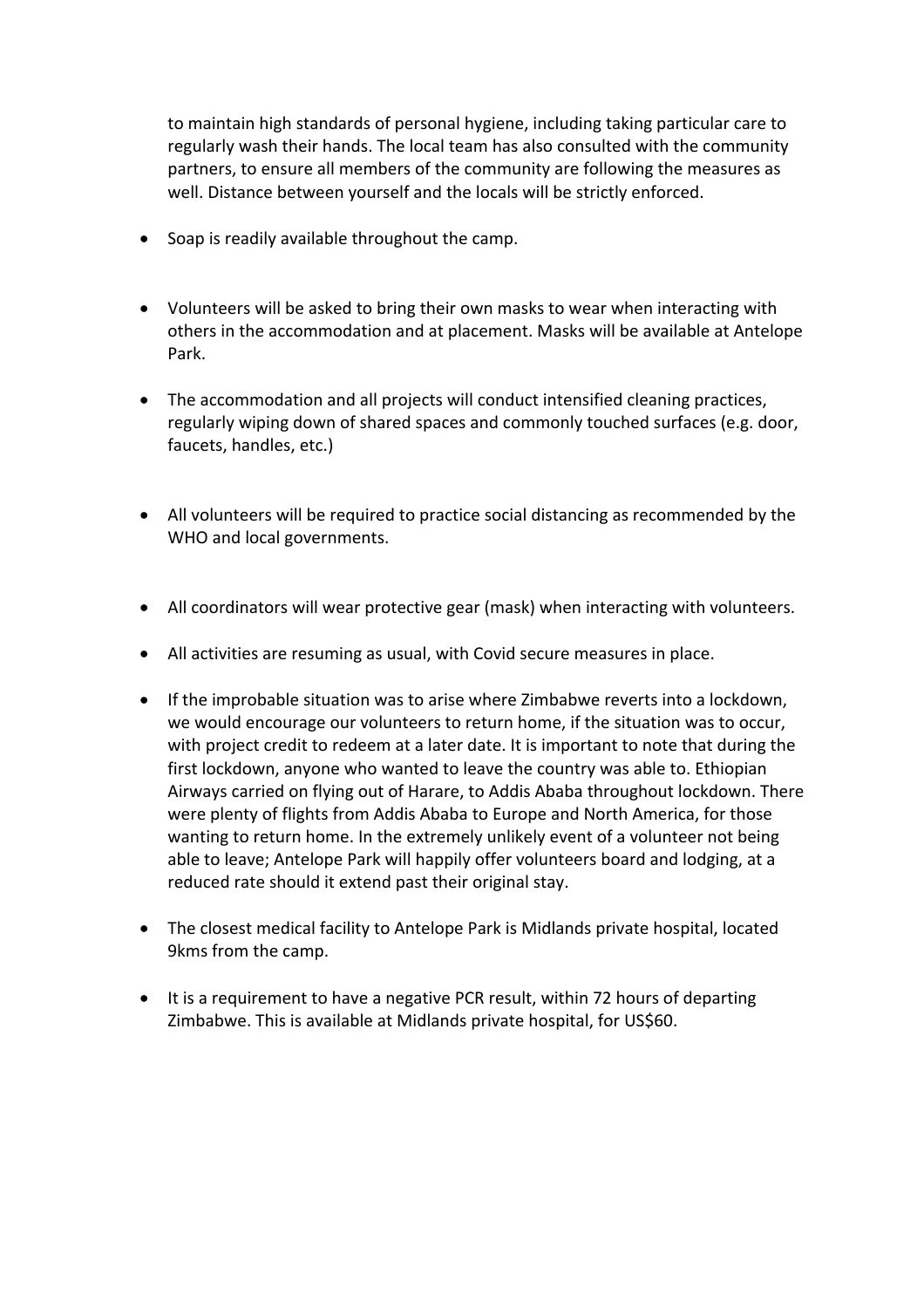to maintain high standards of personal hygiene, including taking particular care to regularly wash their hands. The local team has also consulted with the community partners, to ensure all members of the community are following the measures as well. Distance between yourself and the locals will be strictly enforced.

- Soap is readily available throughout the camp.

- Volunteers will be asked to bring their own masks to wear when interacting with others in the accommodation and at placement. Masks will be available at Antelope Park.

- The accommodation and all projects will conduct intensified cleaning practices, regularly wiping down of shared spaces and commonly touched surfaces (e.g. door, faucets, handles, etc.)

- All volunteers will be required to practice social distancing as recommended by the WHO and local governments.

- All coordinators will wear protective gear (mask) when interacting with volunteers.

- All activities are resuming as usual, with Covid secure measures in place.

- If the improbable situation was to arise where Zimbabwe reverts into a lockdown, we would encourage our volunteers to return home, if the situation was to occur, with project credit to redeem at a later date. It is important to note that during the first lockdown, anyone who wanted to leave the country was able to. Ethiopian Airways carried on flying out of Harare, to Addis Ababa throughout lockdown. There were plenty of flights from Addis Ababa to Europe and North America, for those wanting to return home. In the extremely unlikely event of a volunteer not being able to leave; Antelope Park will happily offer volunteers board and lodging, at a reduced rate should it extend past their original stay.

- The closest medical facility to Antelope Park is Midlands private hospital, located 9kms from the camp.

- It is a requirement to have a negative PCR result, within 72 hours of departing Zimbabwe. This is available at Midlands private hospital, for US$60.